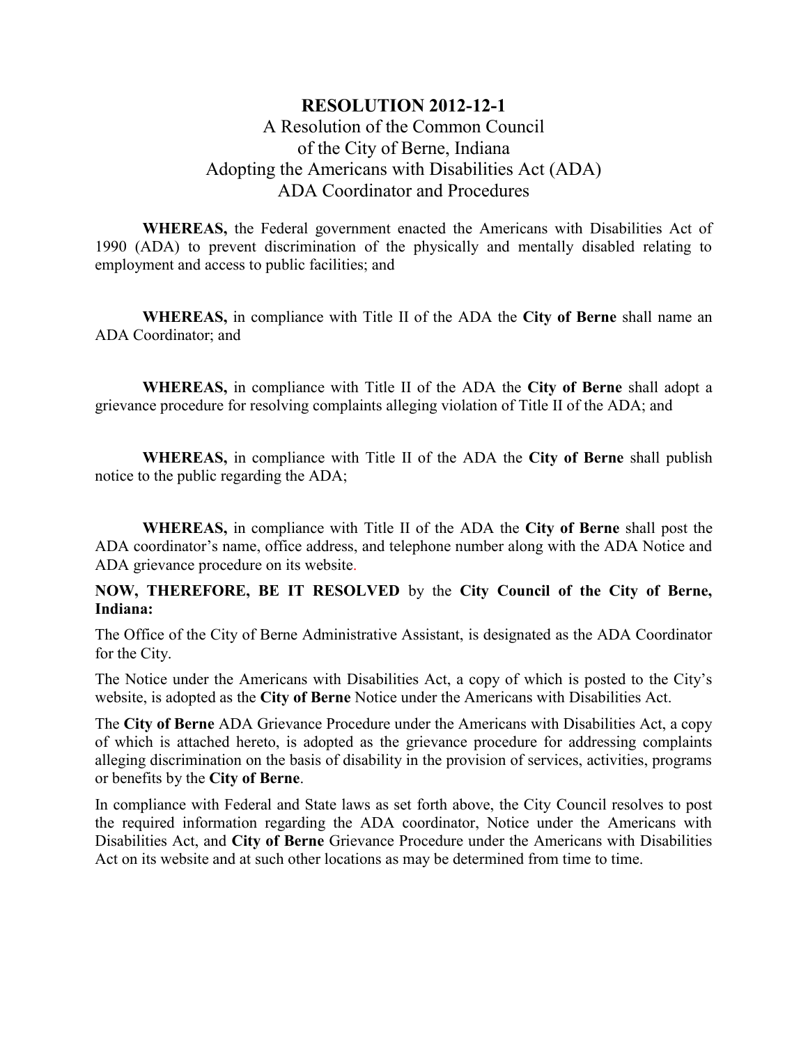# RESOLUTION 2012-12-1

A Resolution of the Common Council
of the City of Berne, Indiana
Adopting the Americans with Disabilities Act (ADA)
ADA Coordinator and Procedures

**WHEREAS,** the Federal government enacted the Americans with Disabilities Act of 1990 (ADA) to prevent discrimination of the physically and mentally disabled relating to employment and access to public facilities; and

**WHEREAS,** in compliance with Title II of the ADA the **City of Berne** shall name an ADA Coordinator; and

**WHEREAS,** in compliance with Title II of the ADA the **City of Berne** shall adopt a grievance procedure for resolving complaints alleging violation of Title II of the ADA; and

**WHEREAS,** in compliance with Title II of the ADA the **City of Berne** shall publish notice to the public regarding the ADA;

**WHEREAS,** in compliance with Title II of the ADA the **City of Berne** shall post the ADA coordinator's name, office address, and telephone number along with the ADA Notice and ADA grievance procedure on its website.

**NOW, THEREFORE, BE IT RESOLVED** by the **City Council of the City of Berne, Indiana:**

The Office of the City of Berne Administrative Assistant, is designated as the ADA Coordinator for the City.

The Notice under the Americans with Disabilities Act, a copy of which is posted to the City's website, is adopted as the **City of Berne** Notice under the Americans with Disabilities Act.

The **City of Berne** ADA Grievance Procedure under the Americans with Disabilities Act, a copy of which is attached hereto, is adopted as the grievance procedure for addressing complaints alleging discrimination on the basis of disability in the provision of services, activities, programs or benefits by the **City of Berne**.

In compliance with Federal and State laws as set forth above, the City Council resolves to post the required information regarding the ADA coordinator, Notice under the Americans with Disabilities Act, and **City of Berne** Grievance Procedure under the Americans with Disabilities Act on its website and at such other locations as may be determined from time to time.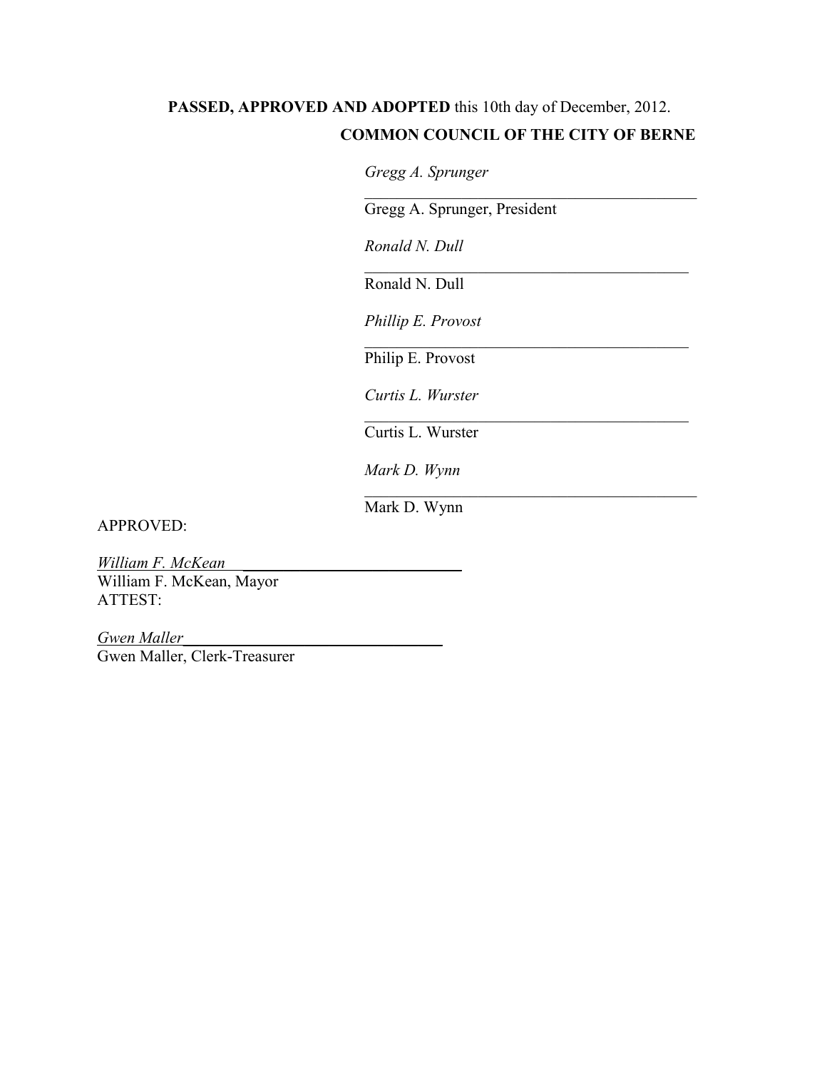**PASSED, APPROVED AND ADOPTED** this 10th day of December, 2012.

**COMMON COUNCIL OF THE CITY OF BERNE**

*Gregg A. Sprunger*
\_\_\_\_\_\_\_\_\_\_\_\_\_\_\_\_\_\_\_\_\_\_\_\_\_\_\_\_\_\_\_\_\_\_\_\_\_\_\_\_
Gregg A. Sprunger, President

*Ronald N. Dull*
\_\_\_\_\_\_\_\_\_\_\_\_\_\_\_\_\_\_\_\_\_\_\_\_\_\_\_\_\_\_\_\_\_\_\_\_\_\_\_\_
Ronald N. Dull

*Phillip E. Provost*
\_\_\_\_\_\_\_\_\_\_\_\_\_\_\_\_\_\_\_\_\_\_\_\_\_\_\_\_\_\_\_\_\_\_\_\_\_\_\_\_
Philip E. Provost

*Curtis L. Wurster*
\_\_\_\_\_\_\_\_\_\_\_\_\_\_\_\_\_\_\_\_\_\_\_\_\_\_\_\_\_\_\_\_\_\_\_\_\_\_\_\_
Curtis L. Wurster

*Mark D. Wynn*
\_\_\_\_\_\_\_\_\_\_\_\_\_\_\_\_\_\_\_\_\_\_\_\_\_\_\_\_\_\_\_\_\_\_\_\_\_\_\_\_
Mark D. Wynn

APPROVED:

*William F. McKean* \_\_\_\_\_\_\_\_\_\_\_\_\_\_\_\_\_\_\_\_\_\_\_\_\_\_\_\_\_\_
William F. McKean, Mayor

ATTEST:

*Gwen Maller*\_\_\_\_\_\_\_\_\_\_\_\_\_\_\_\_\_\_\_\_\_\_\_\_\_\_\_\_\_\_\_\_
Gwen Maller, Clerk-Treasurer